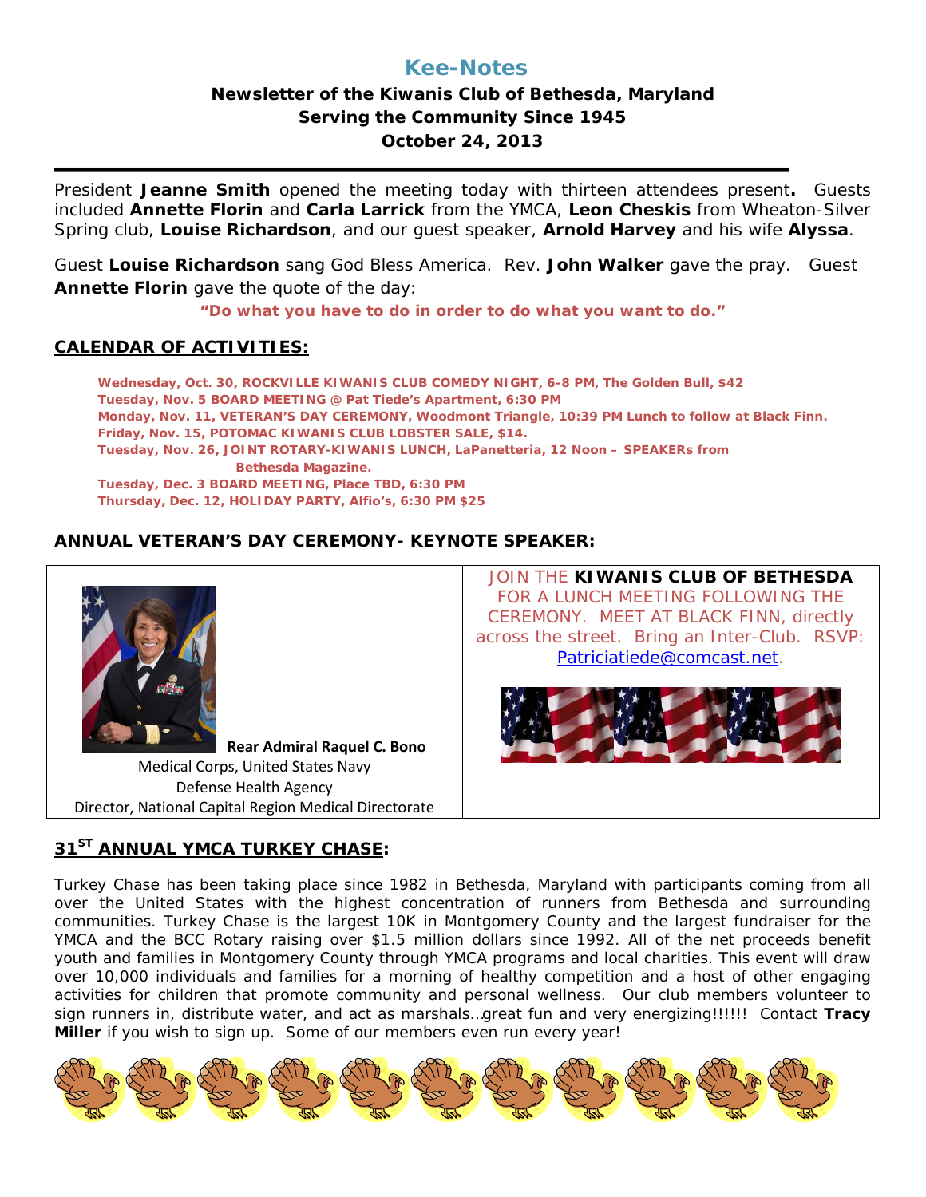# Kee-Notes

**Newsletter of the Kiwanis Club of Bethesda, Maryland**
**Serving the Community Since 1945**
**October 24, 2013**

President **Jeanne Smith** opened the meeting today with thirteen attendees present**.** Guests included **Annette Florin** and **Carla Larrick** from the YMCA, **Leon Cheskis** from Wheaton-Silver Spring club, **Louise Richardson**, and our guest speaker, **Arnold Harvey** and his wife **Alyssa**.

Guest **Louise Richardson** sang God Bless America. Rev. **John Walker** gave the pray. Guest **Annette Florin** gave the quote of the day:

**"Do what you have to do in order to do what you want to do."**

## CALENDAR OF ACTIVITIES:

**Wednesday, Oct. 30, ROCKVILLE KIWANIS CLUB COMEDY NIGHT, 6-8 PM, The Golden Bull, $42**
**Tuesday, Nov. 5 BOARD MEETING @ Pat Tiede's Apartment, 6:30 PM**
**Monday, Nov. 11, VETERAN'S DAY CEREMONY, Woodmont Triangle, 10:39 PM Lunch to follow at Black Finn.**
**Friday, Nov. 15, POTOMAC KIWANIS CLUB LOBSTER SALE, $14.**
**Tuesday, Nov. 26, JOINT ROTARY-KIWANIS LUNCH, LaPanetteria, 12 Noon – SPEAKERs from Bethesda Magazine.**
**Tuesday, Dec. 3 BOARD MEETING, Place TBD, 6:30 PM**
**Thursday, Dec. 12, HOLIDAY PARTY, Alfio's, 6:30 PM $25**

## ANNUAL VETERAN'S DAY CEREMONY- KEYNOTE SPEAKER:

**Rear Admiral Raquel C. Bono**
Medical Corps, United States Navy
Defense Health Agency
Director, National Capital Region Medical Directorate

JOIN THE **KIWANIS CLUB OF BETHESDA** FOR A LUNCH MEETING FOLLOWING THE CEREMONY. MEET AT BLACK FINN, directly across the street. Bring an Inter-Club. RSVP: Patriciatiede@comcast.net.

## 31ST ANNUAL YMCA TURKEY CHASE:

Turkey Chase has been taking place since 1982 in Bethesda, Maryland with participants coming from all over the United States with the highest concentration of runners from Bethesda and surrounding communities. Turkey Chase is the largest 10K in Montgomery County and the largest fundraiser for the YMCA and the BCC Rotary raising over $1.5 million dollars since 1992. All of the net proceeds benefit youth and families in Montgomery County through YMCA programs and local charities. This event will draw over 10,000 individuals and families for a morning of healthy competition and a host of other engaging activities for children that promote community and personal wellness. Our club members volunteer to sign runners in, distribute water, and act as marshals…great fun and very energizing!!!!!! Contact **Tracy Miller** if you wish to sign up. Some of our members even run every year!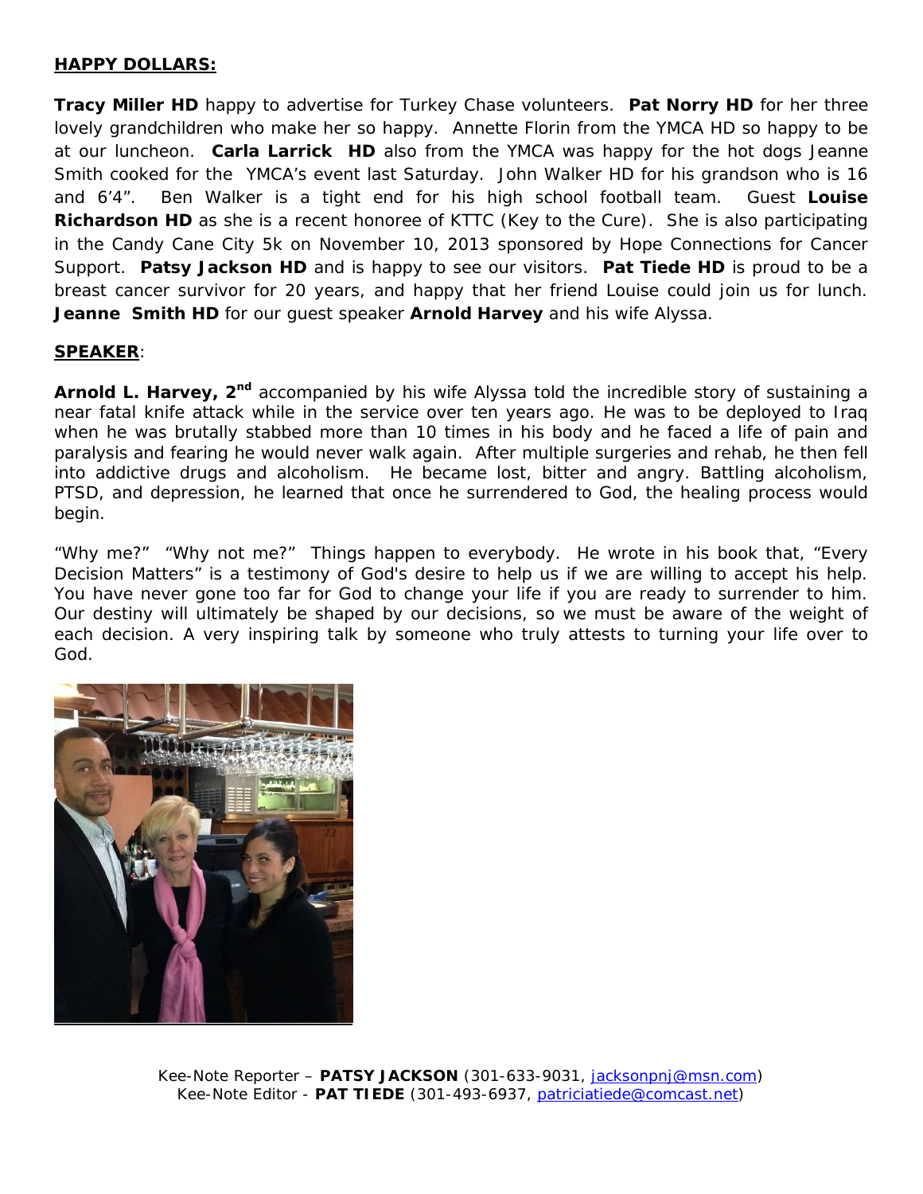**HAPPY DOLLARS:**

**Tracy Miller HD** happy to advertise for Turkey Chase volunteers. **Pat Norry HD** for her three lovely grandchildren who make her so happy. Annette Florin from the YMCA HD so happy to be at our luncheon. **Carla Larrick HD** also from the YMCA was happy for the hot dogs Jeanne Smith cooked for the YMCA's event last Saturday. John Walker HD for his grandson who is 16 and 6'4". Ben Walker is a tight end for his high school football team. Guest **Louise Richardson HD** as she is a recent honoree of KTTC (Key to the Cure). She is also participating in the Candy Cane City 5k on November 10, 2013 sponsored by Hope Connections for Cancer Support. **Patsy Jackson HD** and is happy to see our visitors. **Pat Tiede HD** is proud to be a breast cancer survivor for 20 years, and happy that her friend Louise could join us for lunch. **Jeanne Smith HD** for our guest speaker **Arnold Harvey** and his wife Alyssa.

**SPEAKER**:

**Arnold L. Harvey, 2nd** accompanied by his wife Alyssa told the incredible story of sustaining a near fatal knife attack while in the service over ten years ago. He was to be deployed to Iraq when he was brutally stabbed more than 10 times in his body and he faced a life of pain and paralysis and fearing he would never walk again. After multiple surgeries and rehab, he then fell into addictive drugs and alcoholism. He became lost, bitter and angry. Battling alcoholism, PTSD, and depression, he learned that once he surrendered to God, the healing process would begin.

"Why me?" "Why not me?" Things happen to everybody. He wrote in his book that, "Every Decision Matters" is a testimony of God's desire to help us if we are willing to accept his help. You have never gone too far for God to change your life if you are ready to surrender to him. Our destiny will ultimately be shaped by our decisions, so we must be aware of the weight of each decision. A very inspiring talk by someone who truly attests to turning your life over to God.

Kee-Note Reporter – **PATSY JACKSON** (301-633-9031, jacksonpnj@msn.com)
Kee-Note Editor - **PAT TIEDE** (301-493-6937, patriciatiede@comcast.net)